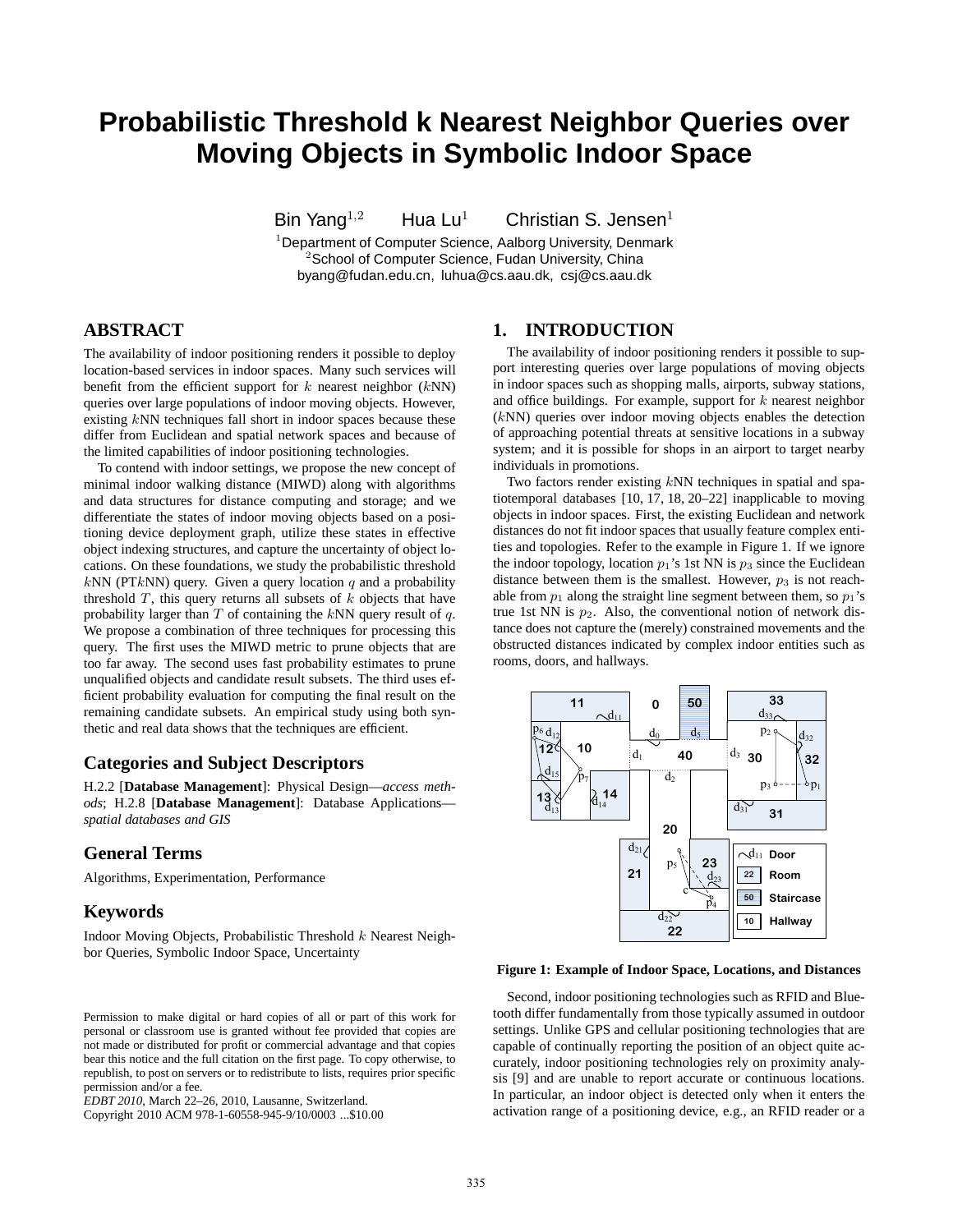# Probabilistic Threshold k Nearest Neighbor Queries over Moving Objects in Symbolic Indoor Space

Bin Yang[1,2] Hua Lu[1] Christian S. Jensen[1]

[1]Department of Computer Science, Aalborg University, Denmark
[2]School of Computer Science, Fudan University, China
byang@fudan.edu.cn, luhua@cs.aau.dk, csj@cs.aau.dk

## ABSTRACT

The availability of indoor positioning renders it possible to deploy location-based services in indoor spaces. Many such services will benefit from the efficient support for $k$ nearest neighbor ($k$NN) queries over large populations of indoor moving objects. However, existing $k$NN techniques fall short in indoor spaces because these differ from Euclidean and spatial network spaces and because of the limited capabilities of indoor positioning technologies.

To contend with indoor settings, we propose the new concept of minimal indoor walking distance (MIWD) along with algorithms and data structures for distance computing and storage; and we differentiate the states of indoor moving objects based on a positioning device deployment graph, utilize these states in effective object indexing structures, and capture the uncertainty of object locations. On these foundations, we study the probabilistic threshold $k$NN (PT$k$NN) query. Given a query location $q$ and a probability threshold $T$, this query returns all subsets of $k$ objects that have probability larger than $T$ of containing the $k$NN query result of $q$. We propose a combination of three techniques for processing this query. The first uses the MIWD metric to prune objects that are too far away. The second uses fast probability estimates to prune unqualified objects and candidate result subsets. The third uses efficient probability evaluation for computing the final result on the remaining candidate subsets. An empirical study using both synthetic and real data shows that the techniques are efficient.

## Categories and Subject Descriptors

H.2.2 [**Database Management**]: Physical Design—*access methods*; H.2.8 [**Database Management**]: Database Applications—*spatial databases and GIS*

## General Terms

Algorithms, Experimentation, Performance

## Keywords

Indoor Moving Objects, Probabilistic Threshold $k$ Nearest Neighbor Queries, Symbolic Indoor Space, Uncertainty

Permission to make digital or hard copies of all or part of this work for personal or classroom use is granted without fee provided that copies are not made or distributed for profit or commercial advantage and that copies bear this notice and the full citation on the first page. To copy otherwise, to republish, to post on servers or to redistribute to lists, requires prior specific permission and/or a fee.
*EDBT 2010*, March 22–26, 2010, Lausanne, Switzerland.
Copyright 2010 ACM 978-1-60558-945-9/10/0003 ...$10.00

## 1. INTRODUCTION

The availability of indoor positioning renders it possible to support interesting queries over large populations of moving objects in indoor spaces such as shopping malls, airports, subway stations, and office buildings. For example, support for $k$ nearest neighbor ($k$NN) queries over indoor moving objects enables the detection of approaching potential threats at sensitive locations in a subway system; and it is possible for shops in an airport to target nearby individuals in promotions.

Two factors render existing $k$NN techniques in spatial and spatiotemporal databases [10, 17, 18, 20–22] inapplicable to moving objects in indoor spaces. First, the existing Euclidean and network distances do not fit indoor spaces that usually feature complex entities and topologies. Refer to the example in Figure 1. If we ignore the indoor topology, location $p_1$'s 1st NN is $p_3$ since the Euclidean distance between them is the smallest. However, $p_3$ is not reachable from $p_1$ along the straight line segment between them, so $p_1$'s true 1st NN is $p_2$. Also, the conventional notion of network distance does not capture the (merely) constrained movements and the obstructed distances indicated by complex indoor entities such as rooms, doors, and hallways.

**Figure 1: Example of Indoor Space, Locations, and Distances**

Second, indoor positioning technologies such as RFID and Bluetooth differ fundamentally from those typically assumed in outdoor settings. Unlike GPS and cellular positioning technologies that are capable of continually reporting the position of an object quite accurately, indoor positioning technologies rely on proximity analysis [9] and are unable to report accurate or continuous locations. In particular, an indoor object is detected only when it enters the activation range of a positioning device, e.g., an RFID reader or a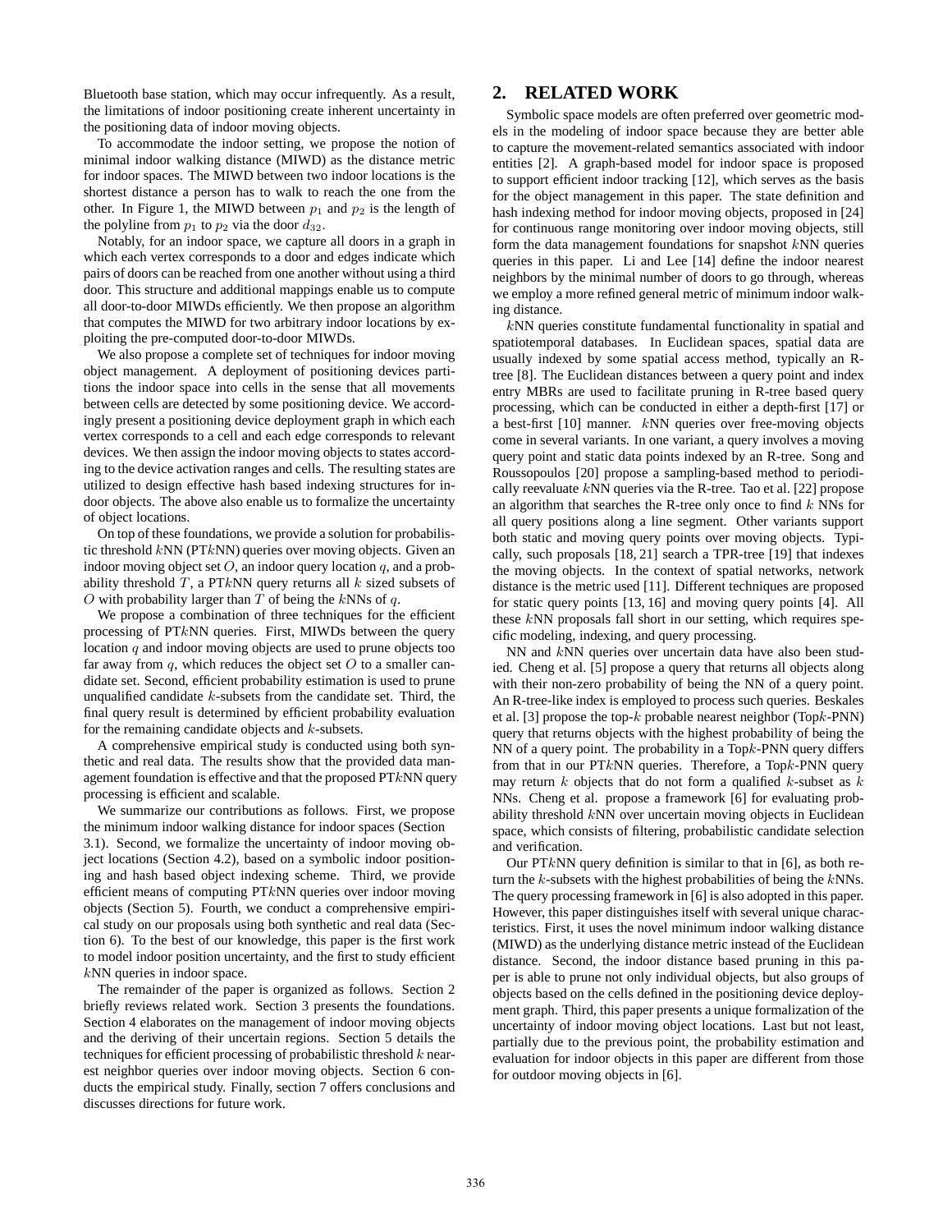Bluetooth base station, which may occur infrequently. As a result, the limitations of indoor positioning create inherent uncertainty in the positioning data of indoor moving objects.

To accommodate the indoor setting, we propose the notion of minimal indoor walking distance (MIWD) as the distance metric for indoor spaces. The MIWD between two indoor locations is the shortest distance a person has to walk to reach the one from the other. In Figure 1, the MIWD between $p_1$ and $p_2$ is the length of the polyline from $p_1$ to $p_2$ via the door $d_{32}$.

Notably, for an indoor space, we capture all doors in a graph in which each vertex corresponds to a door and edges indicate which pairs of doors can be reached from one another without using a third door. This structure and additional mappings enable us to compute all door-to-door MIWDs efficiently. We then propose an algorithm that computes the MIWD for two arbitrary indoor locations by exploiting the pre-computed door-to-door MIWDs.

We also propose a complete set of techniques for indoor moving object management. A deployment of positioning devices partitions the indoor space into cells in the sense that all movements between cells are detected by some positioning device. We accordingly present a positioning device deployment graph in which each vertex corresponds to a cell and each edge corresponds to relevant devices. We then assign the indoor moving objects to states according to the device activation ranges and cells. The resulting states are utilized to design effective hash based indexing structures for indoor objects. The above also enable us to formalize the uncertainty of object locations.

On top of these foundations, we provide a solution for probabilistic threshold $k$NN (PT$k$NN) queries over moving objects. Given an indoor moving object set $O$, an indoor query location $q$, and a probability threshold $T$, a PT$k$NN query returns all $k$ sized subsets of $O$ with probability larger than $T$ of being the $k$NNs of $q$.

We propose a combination of three techniques for the efficient processing of PT$k$NN queries. First, MIWDs between the query location $q$ and indoor moving objects are used to prune objects too far away from $q$, which reduces the object set $O$ to a smaller candidate set. Second, efficient probability estimation is used to prune unqualified candidate $k$-subsets from the candidate set. Third, the final query result is determined by efficient probability evaluation for the remaining candidate objects and $k$-subsets.

A comprehensive empirical study is conducted using both synthetic and real data. The results show that the provided data management foundation is effective and that the proposed PT$k$NN query processing is efficient and scalable.

We summarize our contributions as follows. First, we propose the minimum indoor walking distance for indoor spaces (Section 3.1). Second, we formalize the uncertainty of indoor moving object locations (Section 4.2), based on a symbolic indoor positioning and hash based object indexing scheme. Third, we provide efficient means of computing PT$k$NN queries over indoor moving objects (Section 5). Fourth, we conduct a comprehensive empirical study on our proposals using both synthetic and real data (Section 6). To the best of our knowledge, this paper is the first work to model indoor position uncertainty, and the first to study efficient $k$NN queries in indoor space.

The remainder of the paper is organized as follows. Section 2 briefly reviews related work. Section 3 presents the foundations. Section 4 elaborates on the management of indoor moving objects and the deriving of their uncertain regions. Section 5 details the techniques for efficient processing of probabilistic threshold $k$ nearest neighbor queries over indoor moving objects. Section 6 conducts the empirical study. Finally, section 7 offers conclusions and discusses directions for future work.

## 2. RELATED WORK

Symbolic space models are often preferred over geometric models in the modeling of indoor space because they are better able to capture the movement-related semantics associated with indoor entities [2]. A graph-based model for indoor space is proposed to support efficient indoor tracking [12], which serves as the basis for the object management in this paper. The state definition and hash indexing method for indoor moving objects, proposed in [24] for continuous range monitoring over indoor moving objects, still form the data management foundations for snapshot $k$NN queries in this paper. Li and Lee [14] define the indoor nearest neighbors by the minimal number of doors to go through, whereas we employ a more refined general metric of minimum indoor walking distance.

$k$NN queries constitute fundamental functionality in spatial and spatiotemporal databases. In Euclidean spaces, spatial data are usually indexed by some spatial access method, typically an R-tree [8]. The Euclidean distances between a query point and index entry MBRs are used to facilitate pruning in R-tree based query processing, which can be conducted in either a depth-first [17] or a best-first [10] manner. $k$NN queries over free-moving objects come in several variants. In one variant, a query involves a moving query point and static data points indexed by an R-tree. Song and Roussopoulos [20] propose a sampling-based method to periodically reevaluate $k$NN queries via the R-tree. Tao et al. [22] propose an algorithm that searches the R-tree only once to find $k$ NNs for all query positions along a line segment. Other variants support both static and moving query points over moving objects. Typically, such proposals [18, 21] search a TPR-tree [19] that indexes the moving objects. In the context of spatial networks, network distance is the metric used [11]. Different techniques are proposed for static query points [13, 16] and moving query points [4]. All these $k$NN proposals fall short in our setting, which requires specific modeling, indexing, and query processing.

NN and $k$NN queries over uncertain data have also been studied. Cheng et al. [5] propose a query that returns all objects along with their non-zero probability of being the NN of a query point. An R-tree-like index is employed to process such queries. Beskales et al. [3] propose the top-$k$ probable nearest neighbor (Top$k$-PNN) query that returns objects with the highest probability of being the NN of a query point. The probability in a Top$k$-PNN query differs from that in our PT$k$NN queries. Therefore, a Top$k$-PNN query may return $k$ objects that do not form a qualified $k$-subset as $k$ NNs. Cheng et al. propose a framework [6] for evaluating probability threshold $k$NN over uncertain moving objects in Euclidean space, which consists of filtering, probabilistic candidate selection and verification.

Our PT$k$NN query definition is similar to that in [6], as both return the $k$-subsets with the highest probabilities of being the $k$NNs. The query processing framework in [6] is also adopted in this paper. However, this paper distinguishes itself with several unique characteristics. First, it uses the novel minimum indoor walking distance (MIWD) as the underlying distance metric instead of the Euclidean distance. Second, the indoor distance based pruning in this paper is able to prune not only individual objects, but also groups of objects based on the cells defined in the positioning device deployment graph. Third, this paper presents a unique formalization of the uncertainty of indoor moving object locations. Last but not least, partially due to the previous point, the probability estimation and evaluation for indoor objects in this paper are different from those for outdoor moving objects in [6].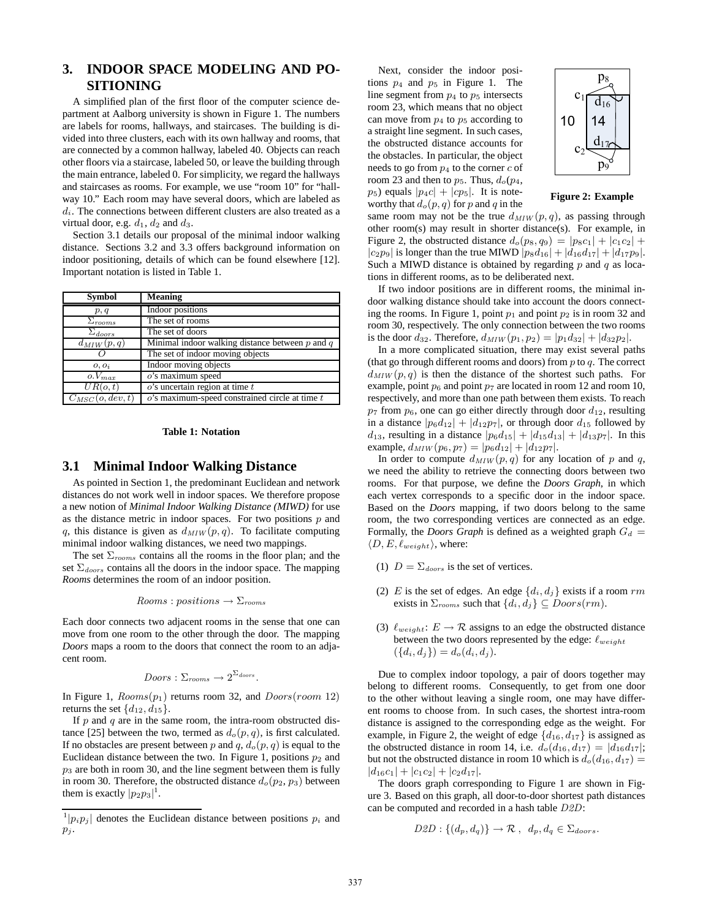# 3. INDOOR SPACE MODELING AND POSITIONING

A simplified plan of the first floor of the computer science department at Aalborg university is shown in Figure 1. The numbers are labels for rooms, hallways, and staircases. The building is divided into three clusters, each with its own hallway and rooms, that are connected by a common hallway, labeled 40. Objects can reach other floors via a staircase, labeled 50, or leave the building through the main entrance, labeled 0. For simplicity, we regard the hallways and staircases as rooms. For example, we use "room 10" for "hallway 10." Each room may have several doors, which are labeled as $d_i$. The connections between different clusters are also treated as a virtual door, e.g. $d_1$, $d_2$ and $d_3$.

Section 3.1 details our proposal of the minimal indoor walking distance. Sections 3.2 and 3.3 offers background information on indoor positioning, details of which can be found elsewhere [12]. Important notation is listed in Table 1.

| Symbol | Meaning |
|---|---|
| $p, q$ | Indoor positions |
| $\Sigma_{rooms}$ | The set of rooms |
| $\Sigma_{doors}$ | The set of doors |
| $d_{MIW}(p, q)$ | Minimal indoor walking distance between $p$ and $q$ |
| $O$ | The set of indoor moving objects |
| $o, o_i$ | Indoor moving objects |
| $o.V_{max}$ | $o$'s maximum speed |
| $UR(o, t)$ | $o$'s uncertain region at time $t$ |
| $C_{MSC}(o, dev, t)$ | $o$'s maximum-speed constrained circle at time $t$ |

**Table 1: Notation**

## 3.1 Minimal Indoor Walking Distance

As pointed in Section 1, the predominant Euclidean and network distances do not work well in indoor spaces. We therefore propose a new notion of ***Minimal Indoor Walking Distance (MIWD)*** for use as the distance metric in indoor spaces. For two positions $p$ and $q$, this distance is given as $d_{MIW}(p, q)$. To facilitate computing minimal indoor walking distances, we need two mappings.

The set $\Sigma_{rooms}$ contains all the rooms in the floor plan; and the set $\Sigma_{doors}$ contains all the doors in the indoor space. The mapping ***Rooms*** determines the room of an indoor position.

$$Rooms : positions \rightarrow \Sigma_{rooms}$$

Each door connects two adjacent rooms in the sense that one can move from one room to the other through the door. The mapping ***Doors*** maps a room to the doors that connect the room to an adjacent room.

$$Doors : \Sigma_{rooms} \rightarrow 2^{\Sigma_{doors}}.$$

In Figure 1, $Rooms(p_1)$ returns room 32, and $Doors(room\ 12)$ returns the set $\{d_{12}, d_{15}\}$.

If $p$ and $q$ are in the same room, the intra-room obstructed distance [25] between the two, termed as $d_o(p, q)$, is first calculated. If no obstacles are present between $p$ and $q$, $d_o(p, q)$ is equal to the Euclidean distance between the two. In Figure 1, positions $p_2$ and $p_3$ are both in room 30, and the line segment between them is fully in room 30. Therefore, the obstructed distance $d_o(p_2, p_3)$ between them is exactly $|p_2p_3|$[1].

[1] $|p_ip_j|$ denotes the Euclidean distance between positions $p_i$ and $p_j$.

Next, consider the indoor positions $p_4$ and $p_5$ in Figure 1. The line segment from $p_4$ to $p_5$ intersects room 23, which means that no object can move from $p_4$ to $p_5$ according to a straight line segment. In such cases, the obstructed distance accounts for the obstacles. In particular, the object needs to go from $p_4$ to the corner $c$ of room 23 and then to $p_5$. Thus, $d_o(p_4, p_5)$ equals $|p_4c| + |cp_5|$. It is noteworthy that $d_o(p, q)$ for $p$ and $q$ in the same room may not be the true $d_{MIW}(p, q)$, as passing through other room(s) may result in shorter distance(s). For example, in Figure 2, the obstructed distance $d_o(p_8, q_9) = |p_8c_1| + |c_1c_2| + |c_2p_9|$ is longer than the true MIWD $|p_8d_{16}| + |d_{16}d_{17}| + |d_{17}p_9|$. Such a MIWD distance is obtained by regarding $p$ and $q$ as locations in different rooms, as to be deliberated next.

**Figure 2: Example**

If two indoor positions are in different rooms, the minimal indoor walking distance should take into account the doors connecting the rooms. In Figure 1, point $p_1$ and point $p_2$ is in room 32 and room 30, respectively. The only connection between the two rooms is the door $d_{32}$. Therefore, $d_{MIW}(p_1, p_2) = |p_1d_{32}| + |d_{32}p_2|$.

In a more complicated situation, there may exist several paths (that go through different rooms and doors) from $p$ to $q$. The correct $d_{MIW}(p, q)$ is then the distance of the shortest such paths. For example, point $p_6$ and point $p_7$ are located in room 12 and room 10, respectively, and more than one path between them exists. To reach $p_7$ from $p_6$, one can go either directly through door $d_{12}$, resulting in a distance $|p_6d_{12}| + |d_{12}p_7|$, or through door $d_{15}$ followed by $d_{13}$, resulting in a distance $|p_6d_{15}| + |d_{15}d_{13}| + |d_{13}p_7|$. In this example, $d_{MIW}(p_6, p_7) = |p_6d_{12}| + |d_{12}p_7|$.

In order to compute $d_{MIW}(p, q)$ for any location of $p$ and $q$, we need the ability to retrieve the connecting doors between two rooms. For that purpose, we define the ***Doors Graph***, in which each vertex corresponds to a specific door in the indoor space. Based on the ***Doors*** mapping, if two doors belong to the same room, the two corresponding vertices are connected as an edge. Formally, the ***Doors Graph*** is defined as a weighted graph $G_d = \langle D, E, \ell_{weight} \rangle$, where:

(1) $D = \Sigma_{doors}$ is the set of vertices.

(2) $E$ is the set of edges. An edge $\{d_i, d_j\}$ exists if a room $rm$ exists in $\Sigma_{rooms}$ such that $\{d_i, d_j\} \subseteq Doors(rm)$.

(3) $\ell_{weight}$: $E \rightarrow \mathcal{R}$ assigns to an edge the obstructed distance between the two doors represented by the edge: $\ell_{weight}(\{d_i, d_j\}) = d_o(d_i, d_j)$.

Due to complex indoor topology, a pair of doors together may belong to different rooms. Consequently, to get from one door to the other without leaving a single room, one may have different rooms to choose from. In such cases, the shortest intra-room distance is assigned to the corresponding edge as the weight. For example, in Figure 2, the weight of edge $\{d_{16}, d_{17}\}$ is assigned as the obstructed distance in room 14, i.e. $d_o(d_{16}, d_{17}) = |d_{16}d_{17}|$; but not the obstructed distance in room 10 which is $d_o(d_{16}, d_{17}) = |d_{16}c_1| + |c_1c_2| + |c_2d_{17}|$.

The doors graph corresponding to Figure 1 are shown in Figure 3. Based on this graph, all door-to-door shortest path distances can be computed and recorded in a hash table $D2D$:

$$D2D : \{(d_p, d_q)\} \rightarrow \mathcal{R}\ ,\ \ d_p, d_q \in \Sigma_{doors}.$$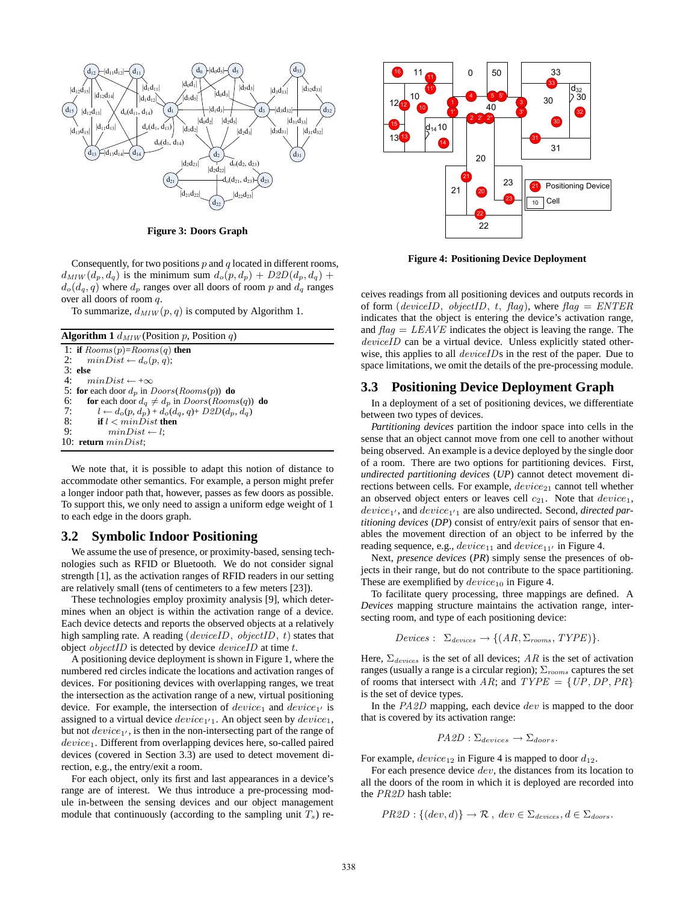Figure 3: Doors Graph

Consequently, for two positions $p$ and $q$ located in different rooms, $d_{MIW}(d_p, d_q)$ is the minimum sum $d_o(p, d_p) + D2D(d_p, d_q) + d_o(d_q, q)$ where $d_p$ ranges over all doors of room $p$ and $d_q$ ranges over all doors of room $q$.

To summarize, $d_{MIW}(p, q)$ is computed by Algorithm 1.

**Algorithm 1** $d_{MIW}$(Position $p$, Position $q$)

```
1: if Rooms(p)=Rooms(q) then
2:     minDist ← d_o(p, q);
3: else
4:     minDist ← +∞
5: for each door d_p in Doors(Rooms(p)) do
6:     for each door d_q ≠ d_p in Doors(Rooms(q)) do
7:         l ← d_o(p, d_p) + d_o(d_q, q)+ D2D(d_p, d_q)
8:         if l < minDist then
9:             minDist ← l;
10: return minDist;
```

We note that, it is possible to adapt this notion of distance to accommodate other semantics. For example, a person might prefer a longer indoor path that, however, passes as few doors as possible. To support this, we only need to assign a uniform edge weight of 1 to each edge in the doors graph.

## 3.2 Symbolic Indoor Positioning

We assume the use of presence, or proximity-based, sensing technologies such as RFID or Bluetooth. We do not consider signal strength [1], as the activation ranges of RFID readers in our setting are relatively small (tens of centimeters to a few meters [23]).

These technologies employ proximity analysis [9], which determines when an object is within the activation range of a device. Each device detects and reports the observed objects at a relatively high sampling rate. A reading $(deviceID,\ objectID,\ t)$ states that object $objectID$ is detected by device $deviceID$ at time $t$.

A positioning device deployment is shown in Figure 1, where the numbered red circles indicate the locations and activation ranges of devices. For positioning devices with overlapping ranges, we treat the intersection as the activation range of a new, virtual positioning device. For example, the intersection of $device_1$ and $device_{1'}$ is assigned to a virtual device $device_{1'1}$. An object seen by $device_1$, but not $device_{1'}$, is then in the non-intersecting part of the range of $device_1$. Different from overlapping devices here, so-called paired devices (covered in Section 3.3) are used to detect movement direction, e.g., the entry/exit a room.

For each object, only its first and last appearances in a device's range are of interest. We thus introduce a pre-processing module in-between the sensing devices and our object management module that continuously (according to the sampling unit $T_s$) receives readings from all positioning devices and outputs records in of form $(deviceID,\ objectID,\ t,\ flag)$, where $flag = ENTER$ indicates that the object is entering the device's activation range, and $flag = LEAVE$ indicates the object is leaving the range. The $deviceID$ can be a virtual device. Unless explicitly stated otherwise, this applies to all $deviceID$s in the rest of the paper. Due to space limitations, we omit the details of the pre-processing module.

Figure 4: Positioning Device Deployment

## 3.3 Positioning Device Deployment Graph

In a deployment of a set of positioning devices, we differentiate between two types of devices.

*Partitioning devices* partition the indoor space into cells in the sense that an object cannot move from one cell to another without being observed. An example is a device deployed by the single door of a room. There are two options for partitioning devices. First, *undirected partitioning devices* (*UP*) cannot detect movement directions between cells. For example, $device_{21}$ cannot tell whether an observed object enters or leaves cell $c_{21}$. Note that $device_1$, $device_{1'}$, and $device_{1'1}$ are also undirected. Second, *directed partitioning devices* (*DP*) consist of entry/exit pairs of sensor that enables the movement direction of an object to be inferred by the reading sequence, e.g., $device_{11}$ and $device_{11'}$ in Figure 4.

Next, *presence devices* (*PR*) simply sense the presences of objects in their range, but do not contribute to the space partitioning. These are exemplified by $device_{10}$ in Figure 4.

To facilitate query processing, three mappings are defined. A *Devices* mapping structure maintains the activation range, intersecting room, and type of each positioning device:

$$Devices:\ \Sigma_{devices} \rightarrow \{(AR, \Sigma_{rooms}, TYPE)\}.$$

Here, $\Sigma_{devices}$ is the set of all devices; $AR$ is the set of activation ranges (usually a range is a circular region); $\Sigma_{rooms}$ captures the set of rooms that intersect with $AR$; and $TYPE = \{UP, DP, PR\}$ is the set of device types.

In the $PA2D$ mapping, each device $dev$ is mapped to the door that is covered by its activation range:

$$PA2D: \Sigma_{devices} \rightarrow \Sigma_{doors}.$$

For example, $device_{12}$ in Figure 4 is mapped to door $d_{12}$.

For each presence device $dev$, the distances from its location to all the doors of the room in which it is deployed are recorded into the $PR2D$ hash table:

$$PR2D: \{(dev, d)\} \rightarrow \mathcal{R}\ ,\ dev \in \Sigma_{devices}, d \in \Sigma_{doors}.$$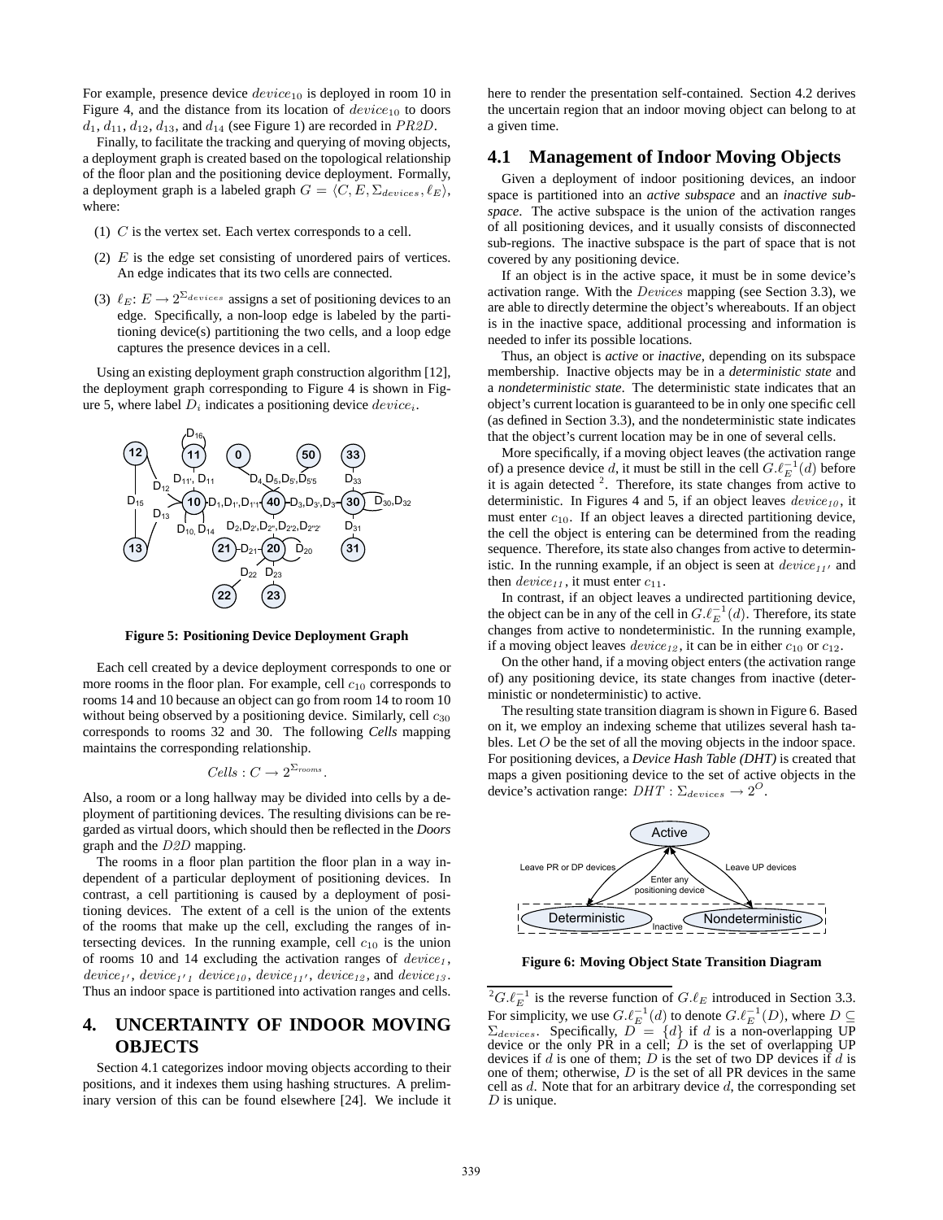For example, presence device $device_{10}$ is deployed in room 10 in Figure 4, and the distance from its location of $device_{10}$ to doors $d_1$, $d_{11}$, $d_{12}$, $d_{13}$, and $d_{14}$ (see Figure 1) are recorded in $PR2D$.

Finally, to facilitate the tracking and querying of moving objects, a deployment graph is created based on the topological relationship of the floor plan and the positioning device deployment. Formally, a deployment graph is a labeled graph $G = \langle C, E, \Sigma_{devices}, \ell_E \rangle$, where:

(1) $C$ is the vertex set. Each vertex corresponds to a cell.

(2) $E$ is the edge set consisting of unordered pairs of vertices. An edge indicates that its two cells are connected.

(3) $\ell_E$: $E \rightarrow 2^{\Sigma_{devices}}$ assigns a set of positioning devices to an edge. Specifically, a non-loop edge is labeled by the partitioning device(s) partitioning the two cells, and a loop edge captures the presence devices in a cell.

Using an existing deployment graph construction algorithm [12], the deployment graph corresponding to Figure 4 is shown in Figure 5, where label $D_i$ indicates a positioning device $device_i$.

**Figure 5: Positioning Device Deployment Graph**

Each cell created by a device deployment corresponds to one or more rooms in the floor plan. For example, cell $c_{10}$ corresponds to rooms 14 and 10 because an object can go from room 14 to room 10 without being observed by a positioning device. Similarly, cell $c_{30}$ corresponds to rooms 32 and 30. The following *Cells* mapping maintains the corresponding relationship.

$$Cells : C \rightarrow 2^{\Sigma_{rooms}}.$$

Also, a room or a long hallway may be divided into cells by a deployment of partitioning devices. The resulting divisions can be regarded as virtual doors, which should then be reflected in the *Doors* graph and the $D2D$ mapping.

The rooms in a floor plan partition the floor plan in a way independent of a particular deployment of positioning devices. In contrast, a cell partitioning is caused by a deployment of positioning devices. The extent of a cell is the union of the extents of the rooms that make up the cell, excluding the ranges of intersecting devices. In the running example, cell $c_{10}$ is the union of rooms 10 and 14 excluding the activation ranges of $device_1$, $device_{1'}$, $device_{1'1}$ $device_{10}$, $device_{11'}$, $device_{12}$, and $device_{13}$. Thus an indoor space is partitioned into activation ranges and cells.

# 4. UNCERTAINTY OF INDOOR MOVING OBJECTS

Section 4.1 categorizes indoor moving objects according to their positions, and it indexes them using hashing structures. A preliminary version of this can be found elsewhere [24]. We include it here to render the presentation self-contained. Section 4.2 derives the uncertain region that an indoor moving object can belong to at a given time.

## 4.1 Management of Indoor Moving Objects

Given a deployment of indoor positioning devices, an indoor space is partitioned into an *active subspace* and an *inactive subspace*. The active subspace is the union of the activation ranges of all positioning devices, and it usually consists of disconnected sub-regions. The inactive subspace is the part of space that is not covered by any positioning device.

If an object is in the active space, it must be in some device's activation range. With the $Devices$ mapping (see Section 3.3), we are able to directly determine the object's whereabouts. If an object is in the inactive space, additional processing and information is needed to infer its possible locations.

Thus, an object is *active* or *inactive*, depending on its subspace membership. Inactive objects may be in a *deterministic state* and a *nondeterministic state*. The deterministic state indicates that an object's current location is guaranteed to be in only one specific cell (as defined in Section 3.3), and the nondeterministic state indicates that the object's current location may be in one of several cells.

More specifically, if a moving object leaves (the activation range of) a presence device $d$, it must be still in the cell $G.\ell_E^{-1}(d)$ before it is again detected [2]. Therefore, its state changes from active to deterministic. In Figures 4 and 5, if an object leaves $device_{10}$, it must enter $c_{10}$. If an object leaves a directed partitioning device, the cell the object is entering can be determined from the reading sequence. Therefore, its state also changes from active to deterministic. In the running example, if an object is seen at $device_{11'}$ and then $device_{11}$, it must enter $c_{11}$.

In contrast, if an object leaves a undirected partitioning device, the object can be in any of the cell in $G.\ell_E^{-1}(d)$. Therefore, its state changes from active to nondeterministic. In the running example, if a moving object leaves $device_{12}$, it can be in either $c_{10}$ or $c_{12}$.

On the other hand, if a moving object enters (the activation range of) any positioning device, its state changes from inactive (deterministic or nondeterministic) to active.

The resulting state transition diagram is shown in Figure 6. Based on it, we employ an indexing scheme that utilizes several hash tables. Let $O$ be the set of all the moving objects in the indoor space. For positioning devices, a *Device Hash Table (DHT)* is created that maps a given positioning device to the set of active objects in the device's activation range: $DHT : \Sigma_{devices} \rightarrow 2^O$.

**Figure 6: Moving Object State Transition Diagram**

[2] $G.\ell_E^{-1}$ is the reverse function of $G.\ell_E$ introduced in Section 3.3. For simplicity, we use $G.\ell_E^{-1}(d)$ to denote $G.\ell_E^{-1}(D)$, where $D \subseteq \Sigma_{devices}$. Specifically, $D = \{d\}$ if $d$ is a non-overlapping UP device or the only PR in a cell; $D$ is the set of overlapping UP devices if $d$ is one of them; $D$ is the set of two DP devices if $d$ is one of them; otherwise, $D$ is the set of all PR devices in the same cell as $d$. Note that for an arbitrary device $d$, the corresponding set $D$ is unique.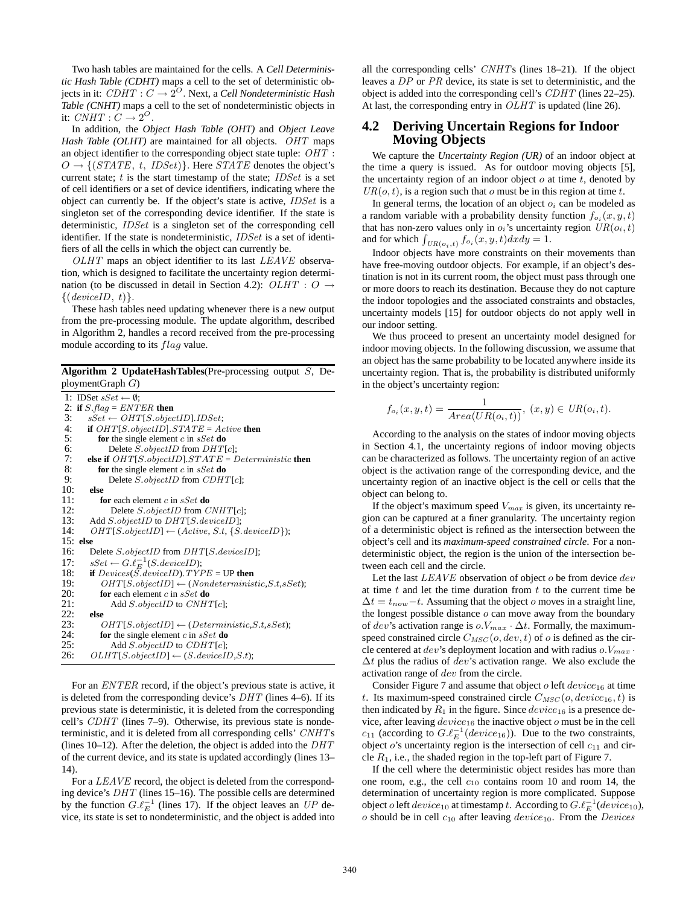Two hash tables are maintained for the cells. A *Cell Deterministic Hash Table (CDHT)* maps a cell to the set of deterministic objects in it: $CDHT : C \rightarrow 2^O$. Next, a *Cell Nondeterministic Hash Table (CNHT)* maps a cell to the set of nondeterministic objects in it: $CNHT : C \rightarrow 2^O$.

In addition, the *Object Hash Table (OHT)* and *Object Leave Hash Table (OLHT)* are maintained for all objects. $OHT$ maps an object identifier to the corresponding object state tuple: $OHT : O \rightarrow \{(STATE,\ t,\ IDSet)\}$. Here $STATE$ denotes the object's current state; $t$ is the start timestamp of the state; $IDSet$ is a set of cell identifiers or a set of device identifiers, indicating where the object can currently be. If the object's state is active, $IDSet$ is a singleton set of the corresponding device identifier. If the state is deterministic, $IDSet$ is a singleton set of the corresponding cell identifier. If the state is nondeterministic, $IDSet$ is a set of identifiers of all the cells in which the object can currently be.

$OLHT$ maps an object identifier to its last $LEAVE$ observation, which is designed to facilitate the uncertainty region determination (to be discussed in detail in Section 4.2): $OLHT : O \rightarrow \{(deviceID,\ t)\}$.

These hash tables need updating whenever there is a new output from the pre-processing module. The update algorithm, described in Algorithm 2, handles a record received from the pre-processing module according to its $flag$ value.

**Algorithm 2 UpdateHashTables**(Pre-processing output $S$, DeploymentGraph $G$)

```
1:  IDSet sSet ← ∅;
2:  if S.flag = ENTER then
3:      sSet ← OHT[S.objectID].IDSet;
4:      if OHT[S.objectID].STATE = Active then
5:          for the single element c in sSet do
6:              Delete S.objectID from DHT[c];
7:      else if OHT[S.objectID].STATE = Deterministic then
8:          for the single element c in sSet do
9:              Delete S.objectID from CDHT[c];
10:     else
11:         for each element c in sSet do
12:             Delete S.objectID from CNHT[c];
13:     Add S.objectID to DHT[S.deviceID];
14:     OHT[S.objectID] ← (Active, S.t, {S.deviceID});
15: else
16:     Delete S.objectID from DHT[S.deviceID];
17:     sSet ← G.ℓ_E^{-1}(S.deviceID);
18:     if Devices(S.deviceID).TYPE = UP then
19:         OHT[S.objectID] ← (Nondeterministic,S.t,sSet);
20:         for each element c in sSet do
21:             Add S.objectID to CNHT[c];
22:     else
23:         OHT[S.objectID] ← (Deterministic,S.t,sSet);
24:         for the single element c in sSet do
25:             Add S.objectID to CDHT[c];
26:     OLHT[S.objectID] ← (S.deviceID,S.t);
```

For an $ENTER$ record, if the object's previous state is active, it is deleted from the corresponding device's $DHT$ (lines 4–6). If its previous state is deterministic, it is deleted from the corresponding cell's $CDHT$ (lines 7–9). Otherwise, its previous state is nondeterministic, and it is deleted from all corresponding cells' $CNHT$s (lines 10–12). After the deletion, the object is added into the $DHT$ of the current device, and its state is updated accordingly (lines 13–14).

For a $LEAVE$ record, the object is deleted from the corresponding device's $DHT$ (lines 15–16). The possible cells are determined by the function $G.\ell_E^{-1}$ (lines 17). If the object leaves an $UP$ device, its state is set to nondeterministic, and the object is added into all the corresponding cells' $CNHT$s (lines 18–21). If the object leaves a $DP$ or $PR$ device, its state is set to deterministic, and the object is added into the corresponding cell's $CDHT$ (lines 22–25). At last, the corresponding entry in $OLHT$ is updated (line 26).

## 4.2 Deriving Uncertain Regions for Indoor Moving Objects

We capture the *Uncertainty Region (UR)* of an indoor object at the time a query is issued. As for outdoor moving objects [5], the uncertainty region of an indoor object $o$ at time $t$, denoted by $UR(o,t)$, is a region such that $o$ must be in this region at time $t$.

In general terms, the location of an object $o_i$ can be modeled as a random variable with a probability density function $f_{o_i}(x, y, t)$ that has non-zero values only in $o_i$'s uncertainty region $UR(o_i, t)$ and for which $\int_{UR(o_i,t)} f_{o_i}(x, y, t)dxdy = 1$.

Indoor objects have more constraints on their movements than have free-moving outdoor objects. For example, if an object's destination is not in its current room, the object must pass through one or more doors to reach its destination. Because they do not capture the indoor topologies and the associated constraints and obstacles, uncertainty models [15] for outdoor objects do not apply well in our indoor setting.

We thus proceed to present an uncertainty model designed for indoor moving objects. In the following discussion, we assume that an object has the same probability to be located anywhere inside its uncertainty region. That is, the probability is distributed uniformly in the object's uncertainty region:

$$f_{o_i}(x, y, t) = \frac{1}{Area(UR(o_i, t))},\ (x, y) \in UR(o_i, t).$$

According to the analysis on the states of indoor moving objects in Section 4.1, the uncertainty regions of indoor moving objects can be characterized as follows. The uncertainty region of an active object is the activation range of the corresponding device, and the uncertainty region of an inactive object is the cell or cells that the object can belong to.

If the object's maximum speed $V_{max}$ is given, its uncertainty region can be captured at a finer granularity. The uncertainty region of a deterministic object is refined as the intersection between the object's cell and its *maximum-speed constrained circle*. For a nondeterministic object, the region is the union of the intersection between each cell and the circle.

Let the last $LEAVE$ observation of object $o$ be from device $dev$ at time $t$ and let the time duration from $t$ to the current time be $\Delta t = t_{now} - t$. Assuming that the object $o$ moves in a straight line, the longest possible distance $o$ can move away from the boundary of $dev$'s activation range is $o.V_{max} \cdot \Delta t$. Formally, the maximum-speed constrained circle $C_{MSC}(o, dev, t)$ of $o$ is defined as the circle centered at $dev$'s deployment location and with radius $o.V_{max} \cdot \Delta t$ plus the radius of $dev$'s activation range. We also exclude the activation range of $dev$ from the circle.

Consider Figure 7 and assume that object $o$ left $device_{16}$ at time $t$. Its maximum-speed constrained circle $C_{MSC}(o, device_{16}, t)$ is then indicated by $R_1$ in the figure. Since $device_{16}$ is a presence device, after leaving $device_{16}$ the inactive object $o$ must be in the cell $c_{11}$ (according to $G.\ell_E^{-1}(device_{16})$). Due to the two constraints, object $o$'s uncertainty region is the intersection of cell $c_{11}$ and circle $R_1$, i.e., the shaded region in the top-left part of Figure 7.

If the cell where the deterministic object resides has more than one room, e.g., the cell $c_{10}$ contains room 10 and room 14, the determination of uncertainty region is more complicated. Suppose object $o$ left $device_{10}$ at timestamp $t$. According to $G.\ell_E^{-1}(device_{10})$, $o$ should be in cell $c_{10}$ after leaving $device_{10}$. From the $Devices$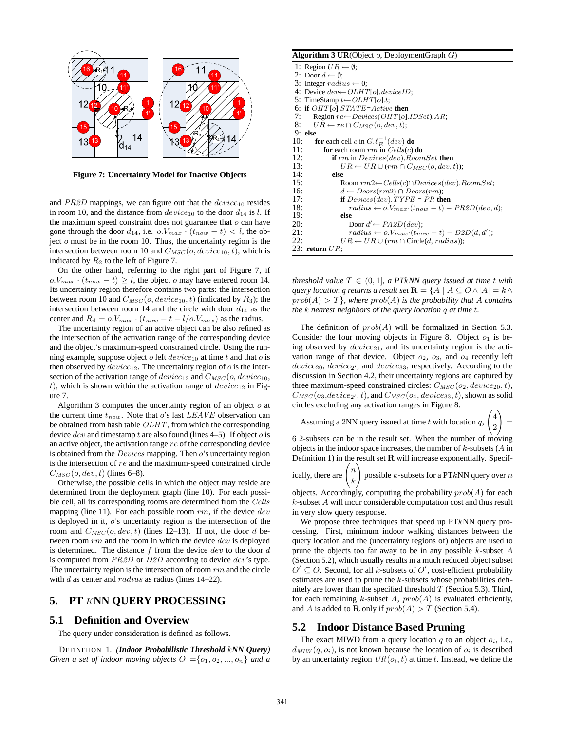Figure 7: Uncertainty Model for Inactive Objects

and $PR2D$ mappings, we can figure out that the $device_{10}$ resides in room 10, and the distance from $device_{10}$ to the door $d_{14}$ is $l$. If the maximum speed constraint does not guarantee that $o$ can have gone through the door $d_{14}$, i.e. $o.V_{max} \cdot (t_{now} - t) < l$, the object $o$ must be in the room 10. Thus, the uncertainty region is the intersection between room 10 and $C_{MSC}(o, device_{10}, t)$, which is indicated by $R_2$ to the left of Figure 7.

On the other hand, referring to the right part of Figure 7, if $o.V_{max} \cdot (t_{now} - t) \geq l$, the object $o$ may have entered room 14. Its uncertainty region therefore contains two parts: the intersection between room 10 and $C_{MSC}(o, device_{10}, t)$ (indicated by $R_3$); the intersection between room 14 and the circle with door $d_{14}$ as the center and $R_4 = o.V_{max} \cdot (t_{now} - t - l/o.V_{max})$ as the radius.

The uncertainty region of an active object can be also refined as the intersection of the activation range of the corresponding device and the object's maximum-speed constrained circle. Using the running example, suppose object $o$ left $device_{10}$ at time $t$ and that $o$ is then observed by $device_{12}$. The uncertainty region of $o$ is the intersection of the activation range of $device_{12}$ and $C_{MSC}(o, device_{10}, t)$, which is shown within the activation range of $device_{12}$ in Figure 7.

Algorithm 3 computes the uncertainty region of an object $o$ at the current time $t_{now}$. Note that $o$'s last $LEAVE$ observation can be obtained from hash table $OLHT$, from which the corresponding device $dev$ and timestamp $t$ are also found (lines 4–5). If object $o$ is an active object, the activation range $re$ of the corresponding device is obtained from the $Devices$ mapping. Then $o$'s uncertainty region is the intersection of $re$ and the maximum-speed constrained circle $C_{MSC}(o, dev, t)$ (lines 6–8).

Otherwise, the possible cells in which the object may reside are determined from the deployment graph (line 10). For each possible cell, all its corresponding rooms are determined from the $Cells$ mapping (line 11). For each possible room $rm$, if the device $dev$ is deployed in it, $o$'s uncertainty region is the intersection of the room and $C_{MSC}(o, dev, t)$ (lines 12–13). If not, the door $d$ between room $rm$ and the room in which the device $dev$ is deployed is determined. The distance $f$ from the device $dev$ to the door $d$ is computed from $PR2D$ or $D2D$ according to device $dev$'s type. The uncertainty region is the intersection of room $rm$ and the circle with $d$ as center and $radius$ as radius (lines 14–22).

**Algorithm 3 UR**(Object $o$, DeploymentGraph $G$)

```
1:  Region UR ← ∅;
2:  Door d ← ∅;
3:  Integer radius ← 0;
4:  Device dev ← OLHT[o].deviceID;
5:  TimeStamp t ← OLHT[o].t;
6:  if OHT[o].STATE=Active then
7:      Region re ← Devices(OHT[o].IDSet).AR;
8:      UR ← re ∩ C_MSC(o, dev, t);
9:  else
10:     for each cell c in G.ℓ_E^{-1}(dev) do
11:         for each room rm in Cells(c) do
12:             if rm in Devices(dev).RoomSet then
13:                 UR ← UR ∪ (rm ∩ C_MSC(o, dev, t));
14:             else
15:                 Room rm2 ← Cells(c) ∩ Devices(dev).RoomSet;
16:                 d ← Doors(rm2) ∩ Doors(rm);
17:                 if Devices(dev).TYPE = PR then
18:                     radius ← o.V_max·(t_now − t) − PR2D(dev, d);
19:                 else
20:                     Door d' ← PA2D(dev);
21:                     radius ← o.V_max·(t_now − t) − D2D(d, d');
22:                 UR ← UR ∪ (rm ∩ Circle(d, radius));
23: return UR;
```

## 5. PT$k$NN QUERY PROCESSING

### 5.1 Definition and Overview

The query under consideration is defined as follows.

DEFINITION 1. ***(Indoor Probabilistic Threshold $k$NN Query)*** *Given a set of indoor moving objects $O = \{o_1, o_2, ..., o_n\}$ and a threshold value $T \in (0, 1]$, a PT$k$NN query issued at time $t$ with query location $q$ returns a result set $\mathbf{R} = \{A \mid A \subseteq O \wedge |A| = k \wedge prob(A) > T\}$, where $prob(A)$ is the probability that $A$ contains the $k$ nearest neighbors of the query location $q$ at time $t$.*

The definition of $prob(A)$ will be formalized in Section 5.3. Consider the four moving objects in Figure 8. Object $o_1$ is being observed by $device_{21}$, and its uncertainty region is the activation range of that device. Object $o_2$, $o_3$, and $o_4$ recently left $device_{20}$, $device_{2'}$, and $device_{33}$, respectively. According to the discussion in Section 4.2, their uncertainty regions are captured by three maximum-speed constrained circles: $C_{MSC}(o_2, device_{20}, t)$, $C_{MSC}(o_3, device_{2'}, t)$, and $C_{MSC}(o_4, device_{33}, t)$, shown as solid circles excluding any activation ranges in Figure 8.

Assuming a 2NN query issued at time $t$ with location $q$, $\binom{4}{2} = 6$ 2-subsets can be in the result set. When the number of moving objects in the indoor space increases, the number of $k$-subsets ($A$ in Definition 1) in the result set $\mathbf{R}$ will increase exponentially. Specifically, there are $\binom{n}{k}$ possible $k$-subsets for a PT$k$NN query over $n$ objects. Accordingly, computing the probability $prob(A)$ for each $k$-subset $A$ will incur considerable computation cost and thus result in very slow query response.

We propose three techniques that speed up PT$k$NN query processing. First, minimum indoor walking distances between the query location and the (uncertainty regions of) objects are used to prune the objects too far away to be in any possible $k$-subset $A$ (Section 5.2), which usually results in a much reduced object subset $O' \subseteq O$. Second, for all $k$-subsets of $O'$, cost-efficient probability estimates are used to prune the $k$-subsets whose probabilities definitely are lower than the specified threshold $T$ (Section 5.3). Third, for each remaining $k$-subset $A$, $prob(A)$ is evaluated efficiently, and $A$ is added to $\mathbf{R}$ only if $prob(A) > T$ (Section 5.4).

### 5.2 Indoor Distance Based Pruning

The exact MIWD from a query location $q$ to an object $o_i$, i.e., $d_{MIW}(q, o_i)$, is not known because the location of $o_i$ is described by an uncertainty region $UR(o_i, t)$ at time $t$. Instead, we define the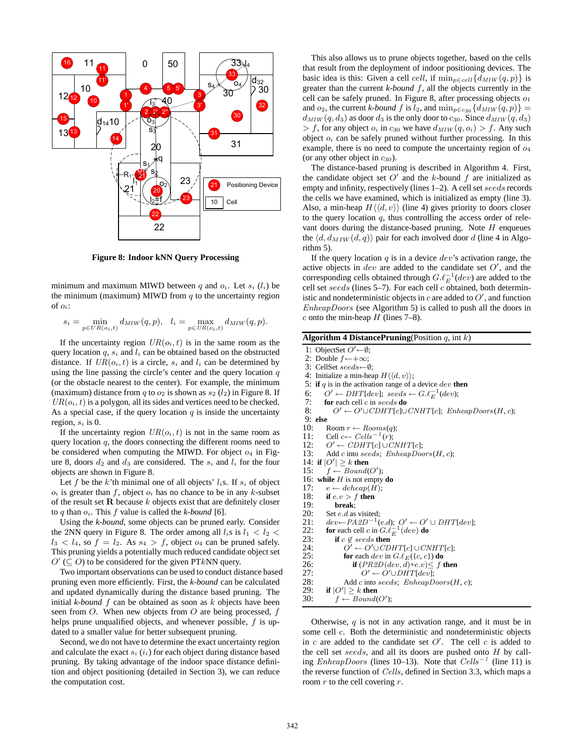**Figure 8: Indoor kNN Query Processing**

minimum and maximum MIWD between $q$ and $o_i$. Let $s_i$ ($l_i$) be the minimum (maximum) MIWD from $q$ to the uncertainty region of $o_i$:

$$s_i = \min_{p \in UR(o_i,t)} d_{MIW}(q, p), \quad l_i = \max_{p \in UR(o_i,t)} d_{MIW}(q, p).$$

If the uncertainty region $UR(o_i, t)$ is in the same room as the query location $q$, $s_i$ and $l_i$ can be obtained based on the obstructed distance. If $UR(o_i, t)$ is a circle, $s_i$ and $l_i$ can be determined by using the line passing the circle's center and the query location $q$ (or the obstacle nearest to the center). For example, the minimum (maximum) distance from $q$ to $o_2$ is shown as $s_2$ ($l_2$) in Figure 8. If $UR(o_i, t)$ is a polygon, all its sides and vertices need to be checked. As a special case, if the query location $q$ is inside the uncertainty region, $s_i$ is 0.

If the uncertainty region $UR(o_i, t)$ is not in the same room as query location $q$, the doors connecting the different rooms need to be considered when computing the MIWD. For object $o_4$ in Figure 8, doors $d_2$ and $d_3$ are considered. The $s_i$ and $l_i$ for the four objects are shown in Figure 8.

Let $f$ be the $k$'th minimal one of all objects' $l_i$s. If $s_i$ of object $o_i$ is greater than $f$, object $o_i$ has no chance to be in any $k$-subset of the result set $\mathbf{R}$ because $k$ objects exist that are definitely closer to $q$ than $o_i$. This $f$ value is called the *k-bound* [6].

Using the *k-bound*, some objects can be pruned early. Consider the 2NN query in Figure 8. The order among all $l_i$s is $l_1 < l_2 < l_3 < l_4$, so $f = l_2$. As $s_4 > f$, object $o_4$ can be pruned safely. This pruning yields a potentially much reduced candidate object set $O'$ ($\subseteq O$) to be considered for the given PT$k$NN query.

Two important observations can be used to conduct distance based pruning even more efficiently. First, the *k-bound* can be calculated and updated dynamically during the distance based pruning. The initial *k-bound* $f$ can be obtained as soon as $k$ objects have been seen from $O$. When new objects from $O$ are being processed, $f$ helps prune unqualified objects, and whenever possible, $f$ is updated to a smaller value for better subsequent pruning.

Second, we do not have to determine the exact uncertainty region and calculate the exact $s_i$ ($i_i$) for each object during distance based pruning. By taking advantage of the indoor space distance definition and object positioning (detailed in Section 3), we can reduce the computation cost.

This also allows us to prune objects together, based on the cells that result from the deployment of indoor positioning devices. The basic idea is this: Given a cell $cell$, if $\min_{p \in cell}\{d_{MIW}(q, p)\}$ is greater than the current *k-bound* $f$, all the objects currently in the cell can be safely pruned. In Figure 8, after processing objects $o_1$ and $o_2$, the current *k-bound* $f$ is $l_2$, and $\min_{p \in c_{30}}\{d_{MIW}(q, p)\} = d_{MIW}(q, d_3)$ as door $d_3$ is the only door to $c_{30}$. Since $d_{MIW}(q, d_3) > f$, for any object $o_i$ in $c_{30}$ we have $d_{MIW}(q, o_i) > f$. Any such object $o_i$ can be safely pruned without further processing. In this example, there is no need to compute the uncertainty region of $o_4$ (or any other object in $c_{30}$).

The distance-based pruning is described in Algorithm 4. First, the candidate object set $O'$ and the $k$-bound $f$ are initialized as empty and infinity, respectively (lines 1–2). A cell set $seeds$ records the cells that we have examined, which is initialized as empty (line 3). Also, a min-heap $H\langle\langle d, v\rangle\rangle$ (line 4) gives priority to doors closer to the query location $q$, thus controlling the access order of relevant doors during the distance-based pruning. Note $H$ enqueues the $\langle d, d_{MIW}(d, q)\rangle$ pair for each involved door $d$ (line 4 in Algorithm 5).

If the query location $q$ is in a device $dev$'s activation range, the active objects in $dev$ are added to the candidate set $O'$, and the corresponding cells obtained through $G.\ell_E^{-1}(dev)$ are added to the cell set $seeds$ (lines 5–7). For each cell $c$ obtained, both deterministic and nondeterministic objects in $c$ are added to $O'$, and function $EnheapDoors$ (see Algorithm 5) is called to push all the doors in $c$ onto the min-heap $H$ (lines 7–8).

**Algorithm 4 DistancePruning**(Position $q$, int $k$)

```
1:  ObjectSet O' ← ∅;
2:  Double f ← +∞;
3:  CellSet seeds ← ∅;
4:  Initialize a min-heap H⟨⟨d, v⟩⟩;
5:  if q is in the activation range of a device dev then
6:      O' ← DHT[dev]; seeds ← G.ℓ_E^{-1}(dev);
7:      for each cell c in seeds do
8:          O' ← O' ∪ CDHT[c] ∪ CNHT[c]; EnheapDoors(H, c);
9:  else
10:     Room r ← Rooms(q);
11:     Cell c ← Cells^{-1}(r);
12:     O' ← CDHT[c] ∪ CNHT[c];
13:     Add c into seeds; EnheapDoors(H, c);
14: if |O'| ≥ k then
15:     f ← Bound(O');
16: while H is not empty do
17:     e ← deheap(H);
18:     if e.v > f then
19:         break;
20:     Set e.d as visited;
21:     dev ← PA2D^{-1}(e.d); O' ← O' ∪ DHT[dev];
22:     for each cell c in G.ℓ_E^{-1}(dev) do
23:         if c ∉ seeds then
24:             O' ← O' ∪ CDHT[c] ∪ CNHT[c];
25:             for each dev in G.ℓ_E({c, c}) do
26:                 if (PR2D(dev, d) + e.v) ≤ f then
27:                     O' ← O' ∪ DHT[dev];
28:             Add c into seeds; EnheapDoors(H, c);
29:     if |O'| ≥ k then
30:         f ← Bound(O');
```

Otherwise, $q$ is not in any activation range, and it must be in some cell $c$. Both the deterministic and nondeterministic objects in $c$ are added to the candidate set $O'$. The cell $c$ is added to the cell set $seeds$, and all its doors are pushed onto $H$ by calling $EnheapDoors$ (lines 10–13). Note that $Cells^{-1}$ (line 11) is the reverse function of $Cells$, defined in Section 3.3, which maps a room $r$ to the cell covering $r$.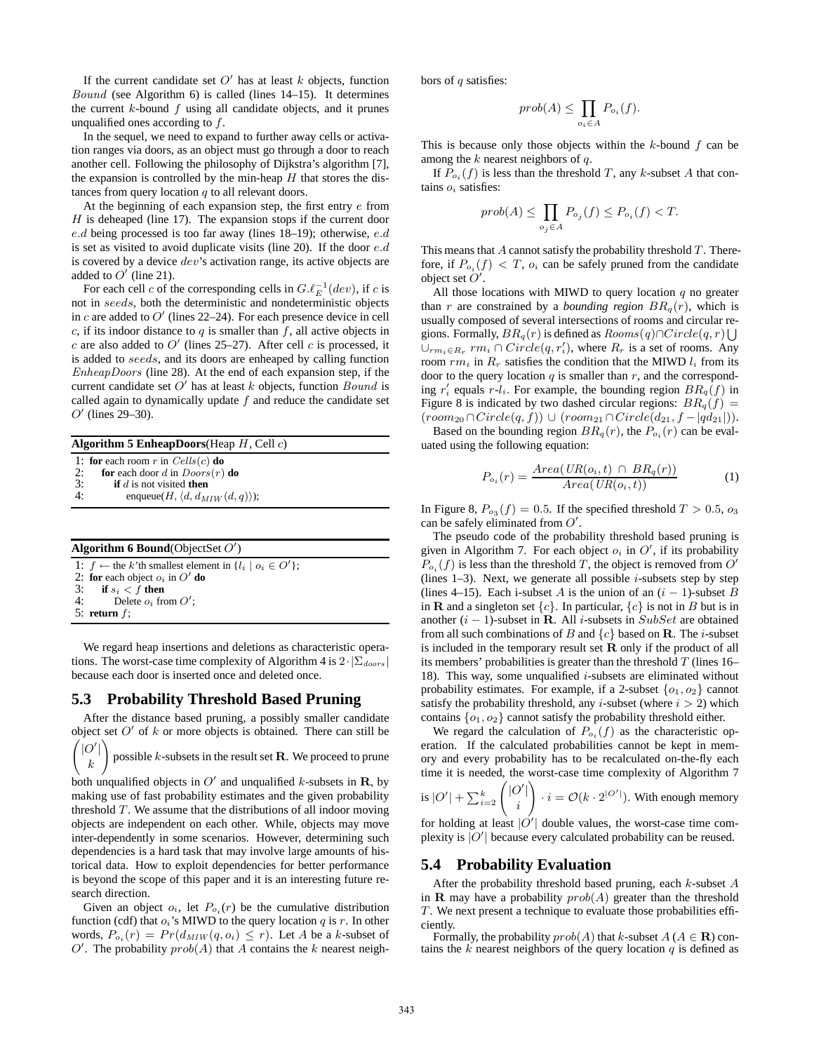If the current candidate set $O'$ has at least $k$ objects, function $Bound$ (see Algorithm 6) is called (lines 14–15). It determines the current $k$-bound $f$ using all candidate objects, and it prunes unqualified ones according to $f$.

In the sequel, we need to expand to further away cells or activation ranges via doors, as an object must go through a door to reach another cell. Following the philosophy of Dijkstra's algorithm [7], the expansion is controlled by the min-heap $H$ that stores the distances from query location $q$ to all relevant doors.

At the beginning of each expansion step, the first entry $e$ from $H$ is deheaped (line 17). The expansion stops if the current door $e.d$ being processed is too far away (lines 18–19); otherwise, $e.d$ is set as visited to avoid duplicate visits (line 20). If the door $e.d$ is covered by a device $dev$'s activation range, its active objects are added to $O'$ (line 21).

For each cell $c$ of the corresponding cells in $G.\ell_E^{-1}(dev)$, if $c$ is not in $seeds$, both the deterministic and nondeterministic objects in $c$ are added to $O'$ (lines 22–24). For each presence device in cell $c$, if its indoor distance to $q$ is smaller than $f$, all active objects in $c$ are also added to $O'$ (lines 25–27). After cell $c$ is processed, it is added to $seeds$, and its doors are enheaped by calling function $EnheapDoors$ (line 28). At the end of each expansion step, if the current candidate set $O'$ has at least $k$ objects, function $Bound$ is called again to dynamically update $f$ and reduce the candidate set $O'$ (lines 29–30).

**Algorithm 5 EnheapDoors**(Heap $H$, Cell $c$)

```
1: for each room r in Cells(c) do
2:    for each door d in Doors(r) do
3:       if d is not visited then
4:          enqueue(H, ⟨d, d_MIW(d, q)⟩);
```

**Algorithm 6 Bound**(ObjectSet $O'$)

```
1: f ← the k'th smallest element in {l_i | o_i ∈ O'};
2: for each object o_i in O' do
3:    if s_i < f then
4:       Delete o_i from O';
5: return f;
```

We regard heap insertions and deletions as characteristic operations. The worst-case time complexity of Algorithm 4 is $2 \cdot |\Sigma_{doors}|$ because each door is inserted once and deleted once.

## 5.3 Probability Threshold Based Pruning

After the distance based pruning, a possibly smaller candidate object set $O'$ of $k$ or more objects is obtained. There can still be $\binom{|O'|}{k}$ possible $k$-subsets in the result set $\mathbf{R}$. We proceed to prune both unqualified objects in $O'$ and unqualified $k$-subsets in $\mathbf{R}$, by making use of fast probability estimates and the given probability threshold $T$. We assume that the distributions of all indoor moving objects are independent on each other. While, objects may move inter-dependently in some scenarios. However, determining such dependencies is a hard task that may involve large amounts of historical data. How to exploit dependencies for better performance is beyond the scope of this paper and it is an interesting future research direction.

Given an object $o_i$, let $P_{o_i}(r)$ be the cumulative distribution function (cdf) that $o_i$'s MIWD to the query location $q$ is $r$. In other words, $P_{o_i}(r) = Pr(d_{MIW}(q, o_i) \leq r)$. Let $A$ be a $k$-subset of $O'$. The probability $prob(A)$ that $A$ contains the $k$ nearest neighbors of $q$ satisfies:

$$prob(A) \leq \prod_{o_i \in A} P_{o_i}(f).$$

This is because only those objects within the $k$-bound $f$ can be among the $k$ nearest neighbors of $q$.

If $P_{o_i}(f)$ is less than the threshold $T$, any $k$-subset $A$ that contains $o_i$ satisfies:

$$prob(A) \leq \prod_{o_j \in A} P_{o_j}(f) \leq P_{o_i}(f) < T.$$

This means that $A$ cannot satisfy the probability threshold $T$. Therefore, if $P_{o_i}(f) < T$, $o_i$ can be safely pruned from the candidate object set $O'$.

All those locations with MIWD to query location $q$ no greater than $r$ are constrained by a *bounding region* $BR_q(r)$, which is usually composed of several intersections of rooms and circular regions. Formally, $BR_q(r)$ is defined as $Rooms(q) \cap Circle(q, r) \bigcup \cup_{rm_i \in R_r} rm_i \cap Circle(q, r'_i)$, where $R_r$ is a set of rooms. Any room $rm_i$ in $R_r$ satisfies the condition that the MIWD $l_i$ from its door to the query location $q$ is smaller than $r$, and the corresponding $r'_i$ equals $r$-$l_i$. For example, the bounding region $BR_q(f)$ in Figure 8 is indicated by two dashed circular regions: $BR_q(f) = (room_{20} \cap Circle(q, f)) \cup (room_{21} \cap Circle(d_{21}, f - |qd_{21}|))$.

Based on the bounding region $BR_q(r)$, the $P_{o_i}(r)$ can be evaluated using the following equation:

$$P_{o_i}(r) = \frac{Area(\,UR(o_i, t)\ \cap\ BR_q(r))}{Area(\,UR(o_i, t))} \tag{1}$$

In Figure 8, $P_{o_3}(f) = 0.5$. If the specified threshold $T > 0.5$, $o_3$ can be safely eliminated from $O'$.

The pseudo code of the probability threshold based pruning is given in Algorithm 7. For each object $o_i$ in $O'$, if its probability $P_{o_i}(f)$ is less than the threshold $T$, the object is removed from $O'$ (lines 1–3). Next, we generate all possible $i$-subsets step by step (lines 4–15). Each i-subset $A$ is the union of an $(i-1)$-subset $B$ in $\mathbf{R}$ and a singleton set $\{c\}$. In particular, $\{c\}$ is not in $B$ but is in another $(i-1)$-subset in $\mathbf{R}$. All $i$-subsets in $SubSet$ are obtained from all such combinations of $B$ and $\{c\}$ based on $\mathbf{R}$. The $i$-subset is included in the temporary result set $\mathbf{R}$ only if the product of all its members' probabilities is greater than the threshold $T$ (lines 16–18). This way, some unqualified $i$-subsets are eliminated without probability estimates. For example, if a 2-subset $\{o_1, o_2\}$ cannot satisfy the probability threshold, any $i$-subset (where $i > 2$) which contains $\{o_1, o_2\}$ cannot satisfy the probability threshold either.

We regard the calculation of $P_{o_i}(f)$ as the characteristic operation. If the calculated probabilities cannot be kept in memory and every probability has to be recalculated on-the-fly each time it is needed, the worst-case time complexity of Algorithm 7 is $|O'| + \sum_{i=2}^{k} \binom{|O'|}{i} \cdot i = \mathcal{O}(k \cdot 2^{|O'|})$. With enough memory for holding at least $|O'|$ double values, the worst-case time complexity is $|O'|$ because every calculated probability can be reused.

## 5.4 Probability Evaluation

After the probability threshold based pruning, each $k$-subset $A$ in $\mathbf{R}$ may have a probability $prob(A)$ greater than the threshold $T$. We next present a technique to evaluate those probabilities efficiently.

Formally, the probability $prob(A)$ that $k$-subset $A$ ($A \in \mathbf{R}$) contains the $k$ nearest neighbors of the query location $q$ is defined as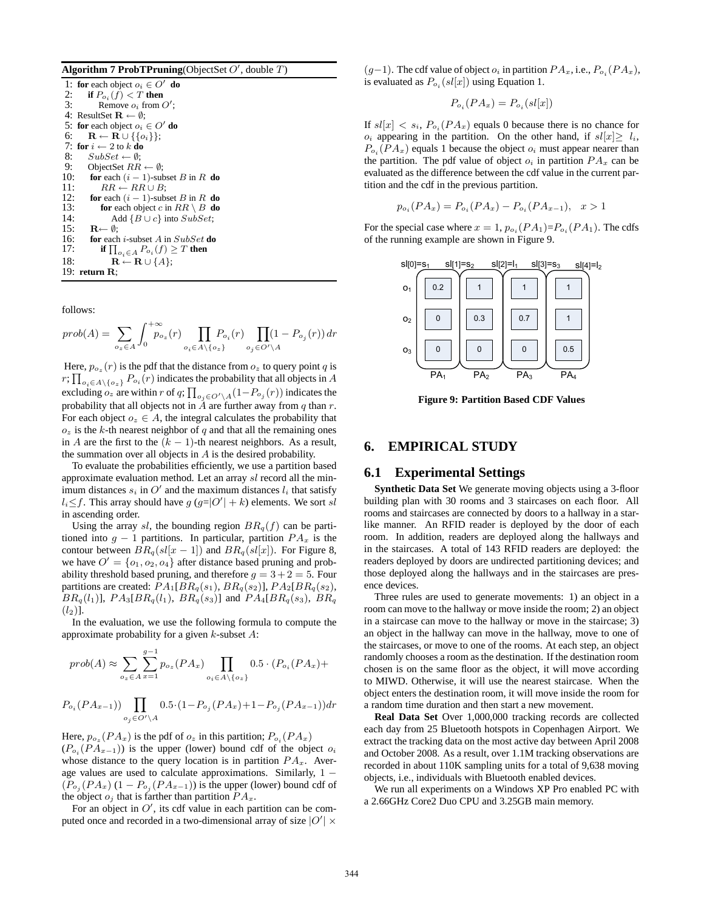**Algorithm 7 ProbTPruning**(ObjectSet $O'$, double $T$)

```
1: for each object o_i ∈ O' do
2:    if P_{o_i}(f) < T then
3:       Remove o_i from O';
4: ResultSet R ← ∅;
5: for each object o_i ∈ O' do
6:    R ← R ∪ {{o_i}};
7: for i ← 2 to k do
8:    SubSet ← ∅;
9:    ObjectSet RR ← ∅;
10:   for each (i − 1)-subset B in R do
11:      RR ← RR ∪ B;
12:   for each (i − 1)-subset B in R do
13:      for each object c in RR \ B do
14:         Add {B ∪ c} into SubSet;
15:   R ← ∅;
16:   for each i-subset A in SubSet do
17:      if ∏_{o_i ∈ A} P_{o_i}(f) ≥ T then
18:         R ← R ∪ {A};
19: return R;
```

follows:

$$prob(A) = \sum_{o_z \in A} \int_0^{+\infty} p_{o_z}(r) \prod_{o_i \in A \setminus \{o_z\}} P_{o_i}(r) \prod_{o_j \in O' \setminus A} (1 - P_{o_j}(r))\, dr$$

Here, $p_{o_z}(r)$ is the pdf that the distance from $o_z$ to query point $q$ is $r$; $\prod_{o_i \in A \setminus \{o_z\}} P_{o_i}(r)$ indicates the probability that all objects in $A$ excluding $o_z$ are within $r$ of $q$; $\prod_{o_j \in O' \setminus A}(1-P_{o_j}(r))$ indicates the probability that all objects not in $A$ are further away from $q$ than $r$. For each object $o_z \in A$, the integral calculates the probability that $o_z$ is the $k$-th nearest neighbor of $q$ and that all the remaining ones in $A$ are the first to the $(k-1)$-th nearest neighbors. As a result, the summation over all objects in $A$ is the desired probability.

To evaluate the probabilities efficiently, we use a partition based approximate evaluation method. Let an array $sl$ record all the minimum distances $s_i$ in $O'$ and the maximum distances $l_i$ that satisfy $l_i \le f$. This array should have $g$ ($g = |O'| + k$) elements. We sort $sl$ in ascending order.

Using the array $sl$, the bounding region $BR_q(f)$ can be partitioned into $g-1$ partitions. In particular, partition $PA_x$ is the contour between $BR_q(sl[x-1])$ and $BR_q(sl[x])$. For Figure 8, we have $O' = \{o_1, o_2, o_4\}$ after distance based pruning and probability threshold based pruning, and therefore $g = 3+2 = 5$. Four partitions are created: $PA_1[BR_q(s_1), BR_q(s_2)]$, $PA_2[BR_q(s_2), BR_q(l_1)]$, $PA_3[BR_q(l_1), BR_q(s_3)]$ and $PA_4[BR_q(s_3), BR_q(l_2)]$.

In the evaluation, we use the following formula to compute the approximate probability for a given $k$-subset $A$:

$$prob(A) \approx \sum_{o_z \in A} \sum_{x=1}^{g-1} p_{o_z}(PA_x) \prod_{o_i \in A \setminus \{o_z\}} 0.5 \cdot (P_{o_i}(PA_x) + P_{o_i}(PA_{x-1})) \prod_{o_j \in O' \setminus A} 0.5 \cdot (1 - P_{o_j}(PA_x) + 1 - P_{o_j}(PA_{x-1}))dr$$

Here, $p_{o_z}(PA_x)$ is the pdf of $o_z$ in this partition; $P_{o_i}(PA_x)$ ($P_{o_i}(PA_{x-1})$) is the upper (lower) bound cdf of the object $o_i$ whose distance to the query location is in partition $PA_x$. Average values are used to calculate approximations. Similarly, $1 - (P_{o_j}(PA_x)$ $(1 - P_{o_j}(PA_{x-1}))$ is the upper (lower) bound cdf of the object $o_j$ that is farther than partition $PA_x$.

For an object in $O'$, its cdf value in each partition can be computed once and recorded in a two-dimensional array of size $|O'| \times (g-1)$. The cdf value of object $o_i$ in partition $PA_x$, i.e., $P_{o_i}(PA_x)$, is evaluated as $P_{o_i}(sl[x])$ using Equation 1.

$$P_{o_i}(PA_x) = P_{o_i}(sl[x])$$

If $sl[x] < s_i$, $P_{o_i}(PA_x)$ equals 0 because there is no chance for $o_i$ appearing in the partition. On the other hand, if $sl[x] \ge l_i$, $P_{o_i}(PA_x)$ equals 1 because the object $o_i$ must appear nearer than the partition. The pdf value of object $o_i$ in partition $PA_x$ can be evaluated as the difference between the cdf value in the current partition and the cdf in the previous partition.

$$p_{o_i}(PA_x) = P_{o_i}(PA_x) - P_{o_i}(PA_{x-1}), \quad x > 1$$

For the special case where $x = 1$, $p_{o_i}(PA_1) = P_{o_i}(PA_1)$. The cdfs of the running example are shown in Figure 9.

| | $PA_1$ ($sl[0]=s_1$ – $sl[1]=s_2$) | $PA_2$ ($sl[1]=s_2$ – $sl[2]=l_1$) | $PA_3$ ($sl[2]=l_1$ – $sl[3]=s_3$) | $PA_4$ ($sl[3]=s_3$ – $sl[4]=l_2$) |
|---|---|---|---|---|
| $o_1$ | 0.2 | 1 | 1 | 1 |
| $o_2$ | 0 | 0.3 | 0.7 | 1 |
| $o_3$ | 0 | 0 | 0 | 0.5 |

**Figure 9: Partition Based CDF Values**

# 6. EMPIRICAL STUDY

## 6.1 Experimental Settings

**Synthetic Data Set** We generate moving objects using a 3-floor building plan with 30 rooms and 3 staircases on each floor. All rooms and staircases are connected by doors to a hallway in a star-like manner. An RFID reader is deployed by the door of each room. In addition, readers are deployed along the hallways and in the staircases. A total of 143 RFID readers are deployed: the readers deployed by doors are undirected partitioning devices; and those deployed along the hallways and in the staircases are presence devices.

Three rules are used to generate movements: 1) an object in a room can move to the hallway or move inside the room; 2) an object in a staircase can move to the hallway or move in the staircase; 3) an object in the hallway can move in the hallway, move to one of the staircases, or move to one of the rooms. At each step, an object randomly chooses a room as the destination. If the destination room chosen is on the same floor as the object, it will move according to MIWD. Otherwise, it will use the nearest staircase. When the object enters the destination room, it will move inside the room for a random time duration and then start a new movement.

**Real Data Set** Over 1,000,000 tracking records are collected each day from 25 Bluetooth hotspots in Copenhagen Airport. We extract the tracking data on the most active day between April 2008 and October 2008. As a result, over 1.1M tracking observations are recorded in about 110K sampling units for a total of 9,638 moving objects, i.e., individuals with Bluetooth enabled devices.

We run all experiments on a Windows XP Pro enabled PC with a 2.66GHz Core2 Duo CPU and 3.25GB main memory.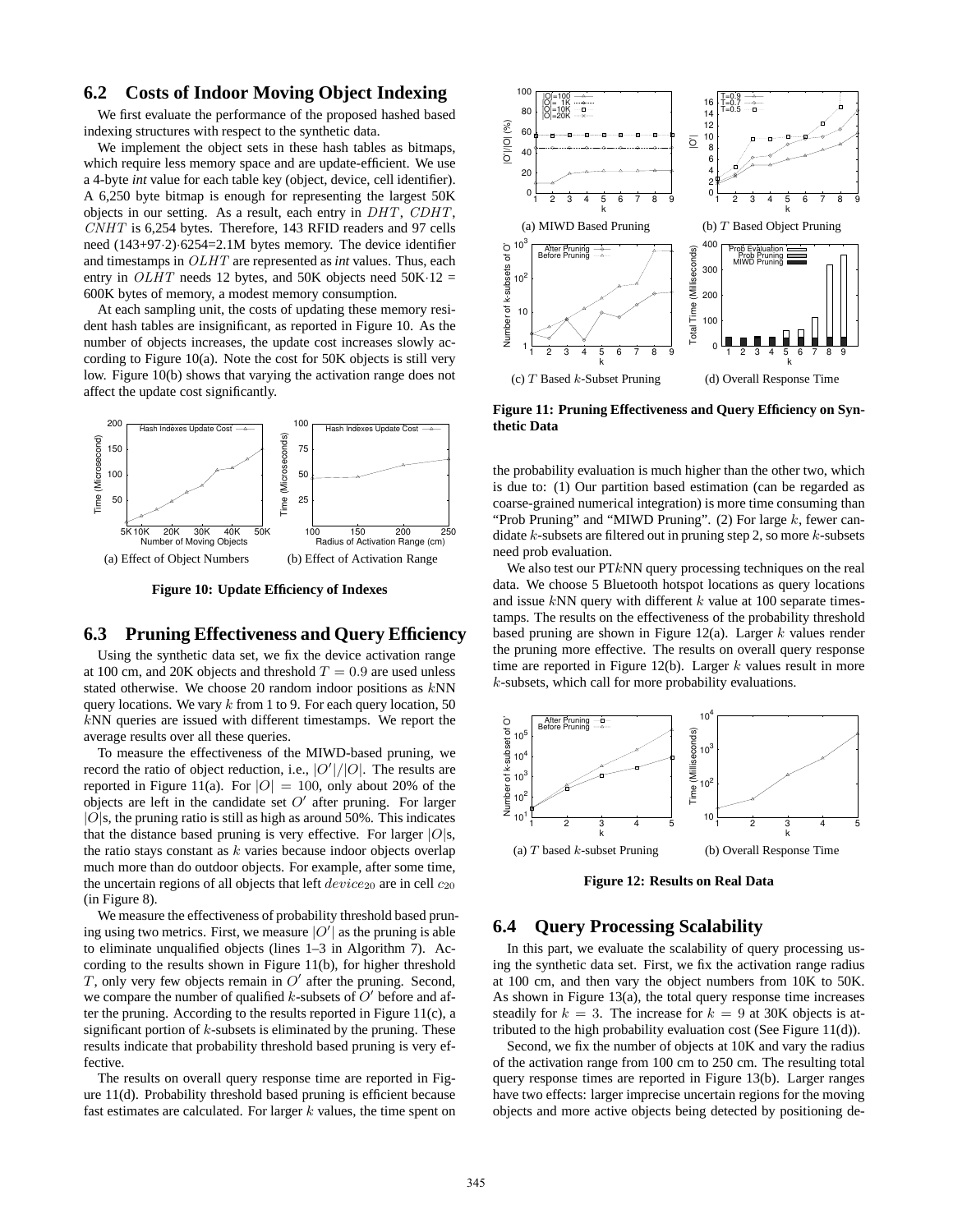## 6.2 Costs of Indoor Moving Object Indexing

We first evaluate the performance of the proposed hashed based indexing structures with respect to the synthetic data.

We implement the object sets in these hash tables as bitmaps, which require less memory space and are update-efficient. We use a 4-byte *int* value for each table key (object, device, cell identifier). A 6,250 byte bitmap is enough for representing the largest 50K objects in our setting. As a result, each entry in $DHT$, $CDHT$, $CNHT$ is 6,254 bytes. Therefore, 143 RFID readers and 97 cells need (143+97·2)·6254=2.1M bytes memory. The device identifier and timestamps in $OLHT$ are represented as *int* values. Thus, each entry in $OLHT$ needs 12 bytes, and 50K objects need 50K·12 = 600K bytes of memory, a modest memory consumption.

At each sampling unit, the costs of updating these memory resident hash tables are insignificant, as reported in Figure 10. As the number of objects increases, the update cost increases slowly according to Figure 10(a). Note the cost for 50K objects is still very low. Figure 10(b) shows that varying the activation range does not affect the update cost significantly.

(a) Effect of Object Numbers (b) Effect of Activation Range

**Figure 10: Update Efficiency of Indexes**

## 6.3 Pruning Effectiveness and Query Efficiency

Using the synthetic data set, we fix the device activation range at 100 cm, and 20K objects and threshold $T = 0.9$ are used unless stated otherwise. We choose 20 random indoor positions as $k$NN query locations. We vary $k$ from 1 to 9. For each query location, 50 $k$NN queries are issued with different timestamps. We report the average results over all these queries.

To measure the effectiveness of the MIWD-based pruning, we record the ratio of object reduction, i.e., $|O'|/|O|$. The results are reported in Figure 11(a). For $|O| = 100$, only about 20% of the objects are left in the candidate set $O'$ after pruning. For larger $|O|$s, the pruning ratio is still as high as around 50%. This indicates that the distance based pruning is very effective. For larger $|O|$s, the ratio stays constant as $k$ varies because indoor objects overlap much more than do outdoor objects. For example, after some time, the uncertain regions of all objects that left $device_{20}$ are in cell $c_{20}$ (in Figure 8).

We measure the effectiveness of probability threshold based pruning using two metrics. First, we measure $|O'|$ as the pruning is able to eliminate unqualified objects (lines 1–3 in Algorithm 7). According to the results shown in Figure 11(b), for higher threshold $T$, only very few objects remain in $O'$ after the pruning. Second, we compare the number of qualified $k$-subsets of $O'$ before and after the pruning. According to the results reported in Figure 11(c), a significant portion of $k$-subsets is eliminated by the pruning. These results indicate that probability threshold based pruning is very effective.

The results on overall query response time are reported in Figure 11(d). Probability threshold based pruning is efficient because fast estimates are calculated. For larger $k$ values, the time spent on the probability evaluation is much higher than the other two, which is due to: (1) Our partition based estimation (can be regarded as coarse-grained numerical integration) is more time consuming than "Prob Pruning" and "MIWD Pruning". (2) For large $k$, fewer candidate $k$-subsets are filtered out in pruning step 2, so more $k$-subsets need prob evaluation.

(a) MIWD Based Pruning (b) $T$ Based Object Pruning

(c) $T$ Based $k$-Subset Pruning (d) Overall Response Time

**Figure 11: Pruning Effectiveness and Query Efficiency on Synthetic Data**

We also test our PT$k$NN query processing techniques on the real data. We choose 5 Bluetooth hotspot locations as query locations and issue $k$NN query with different $k$ value at 100 separate timestamps. The results on the effectiveness of the probability threshold based pruning are shown in Figure 12(a). Larger $k$ values render the pruning more effective. The results on overall query response time are reported in Figure 12(b). Larger $k$ values result in more $k$-subsets, which call for more probability evaluations.

(a) $T$ based $k$-subset Pruning (b) Overall Response Time

**Figure 12: Results on Real Data**

## 6.4 Query Processing Scalability

In this part, we evaluate the scalability of query processing using the synthetic data set. First, we fix the activation range radius at 100 cm, and then vary the object numbers from 10K to 50K. As shown in Figure 13(a), the total query response time increases steadily for $k = 3$. The increase for $k = 9$ at 30K objects is attributed to the high probability evaluation cost (See Figure 11(d)).

Second, we fix the number of objects at 10K and vary the radius of the activation range from 100 cm to 250 cm. The resulting total query response times are reported in Figure 13(b). Larger ranges have two effects: larger imprecise uncertain regions for the moving objects and more active objects being detected by positioning de-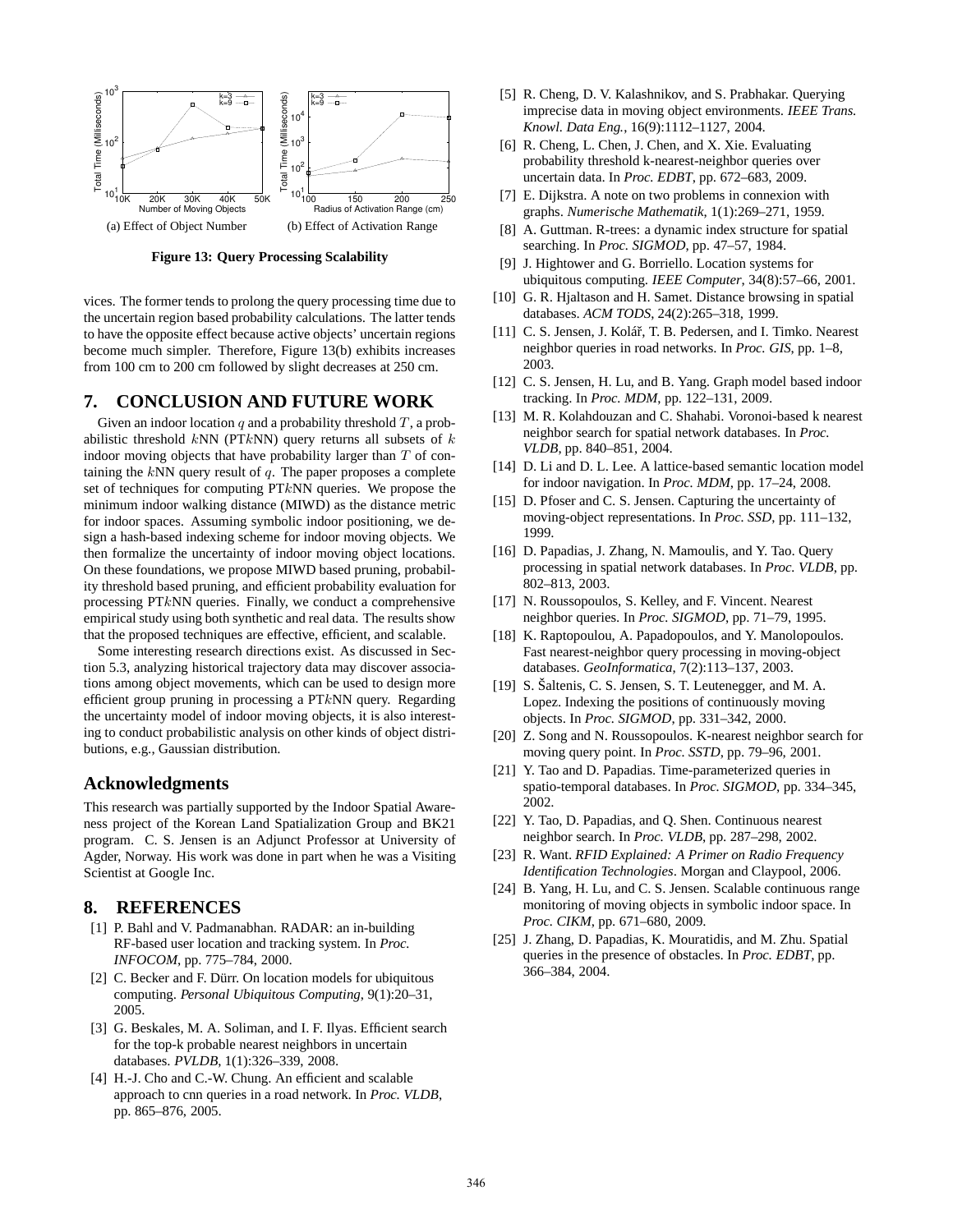10³
10²
10¹
Total Time (Milliseconds)
k=3
k=9
10K 20K 30K 40K 50K
Number of Moving Objects

(a) Effect of Object Number

10⁴
10³
10²
10¹
Total Time (Milliseconds)
k=3
k=9
100 150 200 250
Radius of Activation Range (cm)

(b) Effect of Activation Range

**Figure 13: Query Processing Scalability**

vices. The former tends to prolong the query processing time due to the uncertain region based probability calculations. The latter tends to have the opposite effect because active objects' uncertain regions become much simpler. Therefore, Figure 13(b) exhibits increases from 100 cm to 200 cm followed by slight decreases at 250 cm.

## 7. CONCLUSION AND FUTURE WORK

Given an indoor location $q$ and a probability threshold $T$, a probabilistic threshold $k$NN (PT$k$NN) query returns all subsets of $k$ indoor moving objects that have probability larger than $T$ of containing the $k$NN query result of $q$. The paper proposes a complete set of techniques for computing PT$k$NN queries. We propose the minimum indoor walking distance (MIWD) as the distance metric for indoor spaces. Assuming symbolic indoor positioning, we design a hash-based indexing scheme for indoor moving objects. We then formalize the uncertainty of indoor moving object locations. On these foundations, we propose MIWD based pruning, probability threshold based pruning, and efficient probability evaluation for processing PT$k$NN queries. Finally, we conduct a comprehensive empirical study using both synthetic and real data. The results show that the proposed techniques are effective, efficient, and scalable.

Some interesting research directions exist. As discussed in Section 5.3, analyzing historical trajectory data may discover associations among object movements, which can be used to design more efficient group pruning in processing a PT$k$NN query. Regarding the uncertainty model of indoor moving objects, it is also interesting to conduct probabilistic analysis on other kinds of object distributions, e.g., Gaussian distribution.

## Acknowledgments

This research was partially supported by the Indoor Spatial Awareness project of the Korean Land Spatialization Group and BK21 program. C. S. Jensen is an Adjunct Professor at University of Agder, Norway. His work was done in part when he was a Visiting Scientist at Google Inc.

## 8. REFERENCES

[1] P. Bahl and V. Padmanabhan. RADAR: an in-building RF-based user location and tracking system. In *Proc. INFOCOM*, pp. 775–784, 2000.

[2] C. Becker and F. Dürr. On location models for ubiquitous computing. *Personal Ubiquitous Computing*, 9(1):20–31, 2005.

[3] G. Beskales, M. A. Soliman, and I. F. Ilyas. Efficient search for the top-k probable nearest neighbors in uncertain databases. *PVLDB*, 1(1):326–339, 2008.

[4] H.-J. Cho and C.-W. Chung. An efficient and scalable approach to cnn queries in a road network. In *Proc. VLDB*, pp. 865–876, 2005.

[5] R. Cheng, D. V. Kalashnikov, and S. Prabhakar. Querying imprecise data in moving object environments. *IEEE Trans. Knowl. Data Eng.*, 16(9):1112–1127, 2004.

[6] R. Cheng, L. Chen, J. Chen, and X. Xie. Evaluating probability threshold k-nearest-neighbor queries over uncertain data. In *Proc. EDBT*, pp. 672–683, 2009.

[7] E. Dijkstra. A note on two problems in connexion with graphs. *Numerische Mathematik*, 1(1):269–271, 1959.

[8] A. Guttman. R-trees: a dynamic index structure for spatial searching. In *Proc. SIGMOD*, pp. 47–57, 1984.

[9] J. Hightower and G. Borriello. Location systems for ubiquitous computing. *IEEE Computer*, 34(8):57–66, 2001.

[10] G. R. Hjaltason and H. Samet. Distance browsing in spatial databases. *ACM TODS*, 24(2):265–318, 1999.

[11] C. S. Jensen, J. Kolář, T. B. Pedersen, and I. Timko. Nearest neighbor queries in road networks. In *Proc. GIS*, pp. 1–8, 2003.

[12] C. S. Jensen, H. Lu, and B. Yang. Graph model based indoor tracking. In *Proc. MDM*, pp. 122–131, 2009.

[13] M. R. Kolahdouzan and C. Shahabi. Voronoi-based k nearest neighbor search for spatial network databases. In *Proc. VLDB*, pp. 840–851, 2004.

[14] D. Li and D. L. Lee. A lattice-based semantic location model for indoor navigation. In *Proc. MDM*, pp. 17–24, 2008.

[15] D. Pfoser and C. S. Jensen. Capturing the uncertainty of moving-object representations. In *Proc. SSD*, pp. 111–132, 1999.

[16] D. Papadias, J. Zhang, N. Mamoulis, and Y. Tao. Query processing in spatial network databases. In *Proc. VLDB*, pp. 802–813, 2003.

[17] N. Roussopoulos, S. Kelley, and F. Vincent. Nearest neighbor queries. In *Proc. SIGMOD*, pp. 71–79, 1995.

[18] K. Raptopoulou, A. Papadopoulos, and Y. Manolopoulos. Fast nearest-neighbor query processing in moving-object databases. *GeoInformatica*, 7(2):113–137, 2003.

[19] S. Šaltenis, C. S. Jensen, S. T. Leutenegger, and M. A. Lopez. Indexing the positions of continuously moving objects. In *Proc. SIGMOD*, pp. 331–342, 2000.

[20] Z. Song and N. Roussopoulos. K-nearest neighbor search for moving query point. In *Proc. SSTD*, pp. 79–96, 2001.

[21] Y. Tao and D. Papadias. Time-parameterized queries in spatio-temporal databases. In *Proc. SIGMOD*, pp. 334–345, 2002.

[22] Y. Tao, D. Papadias, and Q. Shen. Continuous nearest neighbor search. In *Proc. VLDB*, pp. 287–298, 2002.

[23] R. Want. *RFID Explained: A Primer on Radio Frequency Identification Technologies*. Morgan and Claypool, 2006.

[24] B. Yang, H. Lu, and C. S. Jensen. Scalable continuous range monitoring of moving objects in symbolic indoor space. In *Proc. CIKM*, pp. 671–680, 2009.

[25] J. Zhang, D. Papadias, K. Mouratidis, and M. Zhu. Spatial queries in the presence of obstacles. In *Proc. EDBT*, pp. 366–384, 2004.